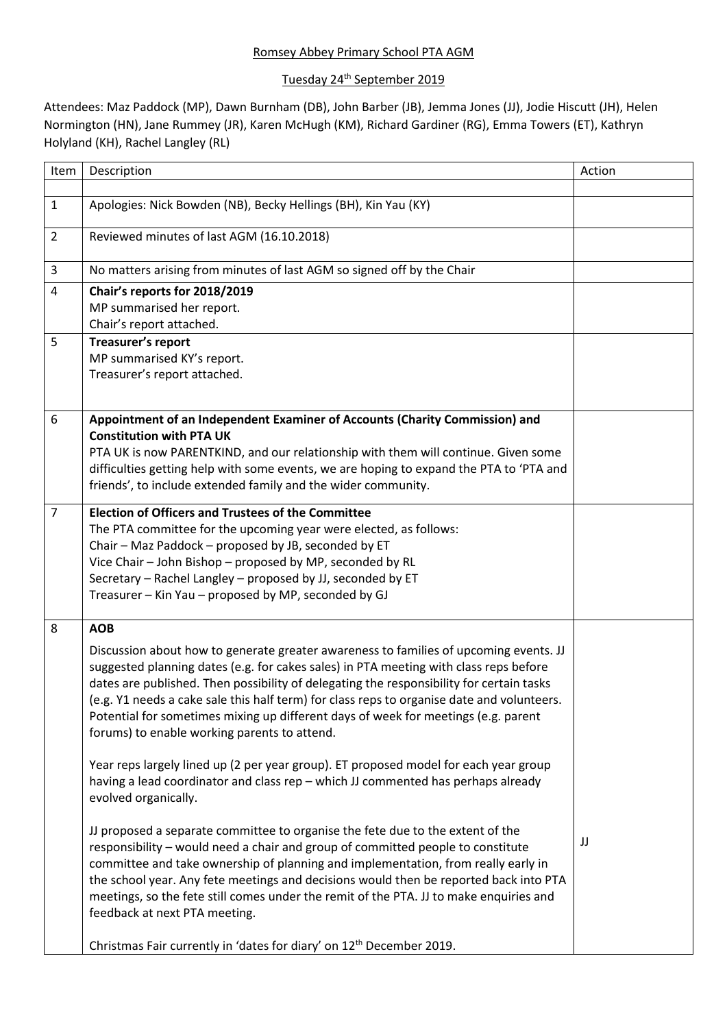Romsey Abbey Primary School PTA AGM

Tuesday 24th September 2019

Attendees: Maz Paddock (MP), Dawn Burnham (DB), John Barber (JB), Jemma Jones (JJ), Jodie Hiscutt (JH), Helen Normington (HN), Jane Rummey (JR), Karen McHugh (KM), Richard Gardiner (RG), Emma Towers (ET), Kathryn Holyland (KH), Rachel Langley (RL)

| Item | Description | Action |
|---|---|---|
| | | |
| 1 | Apologies: Nick Bowden (NB), Becky Hellings (BH), Kin Yau (KY) | |
| 2 | Reviewed minutes of last AGM (16.10.2018) | |
| 3 | No matters arising from minutes of last AGM so signed off by the Chair | |
| 4 | **Chair's reports for 2018/2019**<br>MP summarised her report.<br>Chair's report attached. | |
| 5 | **Treasurer's report**<br>MP summarised KY's report.<br>Treasurer's report attached. | |
| 6 | **Appointment of an Independent Examiner of Accounts (Charity Commission) and Constitution with PTA UK**<br>PTA UK is now PARENTKIND, and our relationship with them will continue. Given some difficulties getting help with some events, we are hoping to expand the PTA to 'PTA and friends', to include extended family and the wider community. | |
| 7 | **Election of Officers and Trustees of the Committee**<br>The PTA committee for the upcoming year were elected, as follows:<br>Chair – Maz Paddock – proposed by JB, seconded by ET<br>Vice Chair – John Bishop – proposed by MP, seconded by RL<br>Secretary – Rachel Langley – proposed by JJ, seconded by ET<br>Treasurer – Kin Yau – proposed by MP, seconded by GJ | |
| 8 | **AOB**<br>Discussion about how to generate greater awareness to families of upcoming events. JJ suggested planning dates (e.g. for cakes sales) in PTA meeting with class reps before dates are published. Then possibility of delegating the responsibility for certain tasks (e.g. Y1 needs a cake sale this half term) for class reps to organise date and volunteers. Potential for sometimes mixing up different days of week for meetings (e.g. parent forums) to enable working parents to attend.<br><br>Year reps largely lined up (2 per year group). ET proposed model for each year group having a lead coordinator and class rep – which JJ commented has perhaps already evolved organically.<br><br>JJ proposed a separate committee to organise the fete due to the extent of the responsibility – would need a chair and group of committed people to constitute committee and take ownership of planning and implementation, from really early in the school year. Any fete meetings and decisions would then be reported back into PTA meetings, so the fete still comes under the remit of the PTA. JJ to make enquiries and feedback at next PTA meeting.<br><br>Christmas Fair currently in 'dates for diary' on 12th December 2019. | JJ |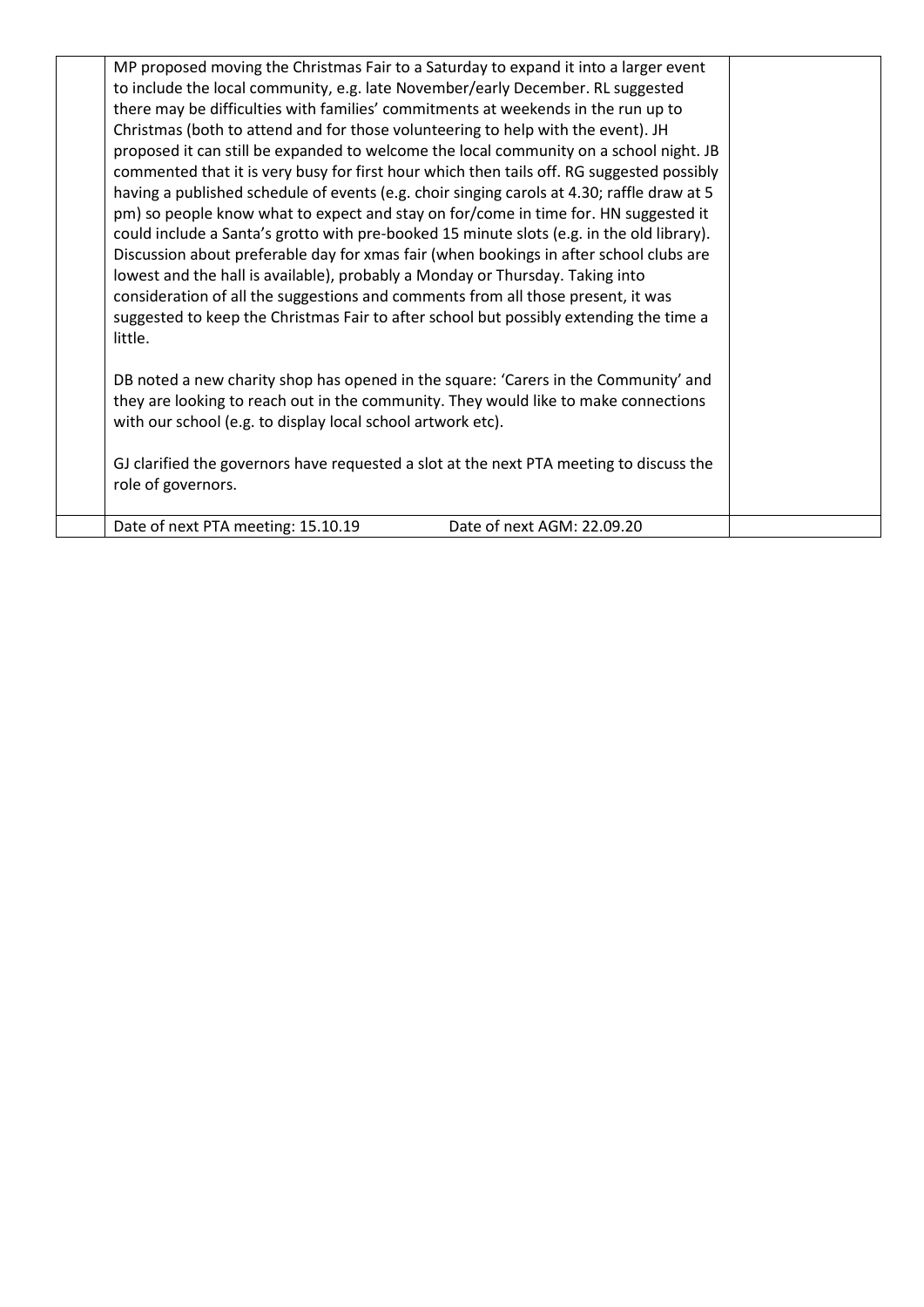| | | |
|---|---|---|
| | MP proposed moving the Christmas Fair to a Saturday to expand it into a larger event to include the local community, e.g. late November/early December. RL suggested there may be difficulties with families' commitments at weekends in the run up to Christmas (both to attend and for those volunteering to help with the event). JH proposed it can still be expanded to welcome the local community on a school night. JB commented that it is very busy for first hour which then tails off. RG suggested possibly having a published schedule of events (e.g. choir singing carols at 4.30; raffle draw at 5 pm) so people know what to expect and stay on for/come in time for. HN suggested it could include a Santa's grotto with pre-booked 15 minute slots (e.g. in the old library). Discussion about preferable day for xmas fair (when bookings in after school clubs are lowest and the hall is available), probably a Monday or Thursday. Taking into consideration of all the suggestions and comments from all those present, it was suggested to keep the Christmas Fair to after school but possibly extending the time a little.<br><br>DB noted a new charity shop has opened in the square: 'Carers in the Community' and they are looking to reach out in the community. They would like to make connections with our school (e.g. to display local school artwork etc).<br><br>GJ clarified the governors have requested a slot at the next PTA meeting to discuss the role of governors. | |
| | Date of next PTA meeting: 15.10.19 Date of next AGM: 22.09.20 | |